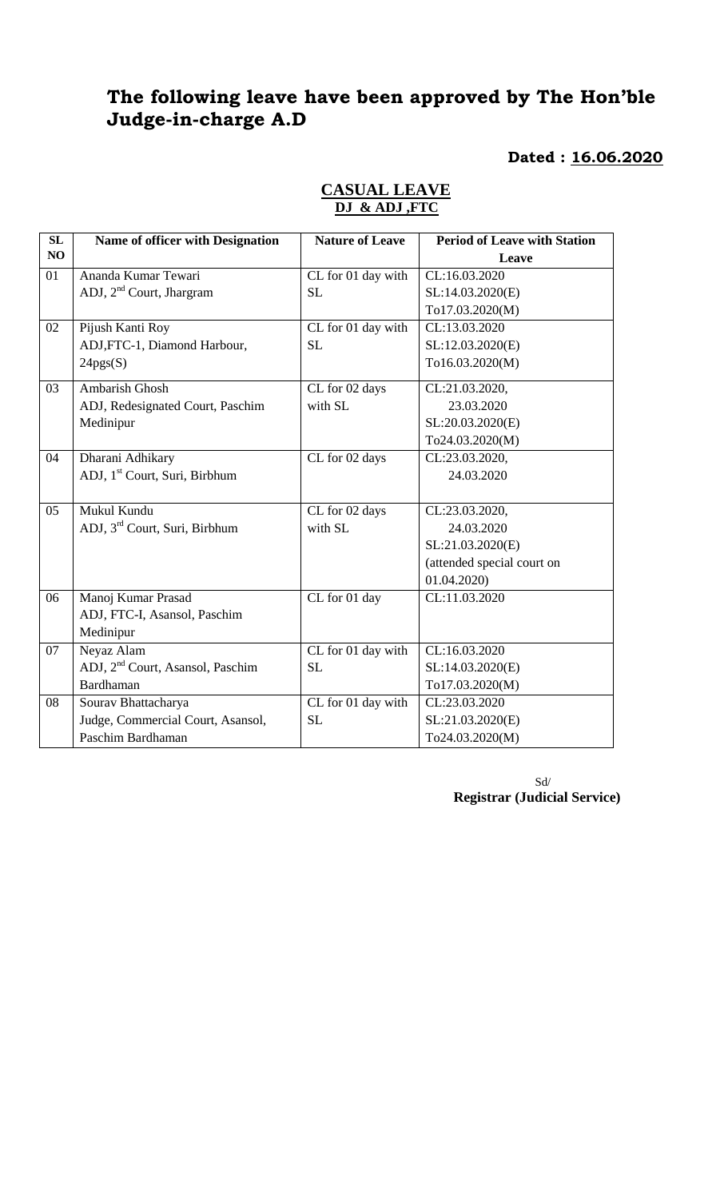# The following leave have been approved by The Hon'ble Judge-in-charge A.D

**Dated : 16.06.2020**

## CASUAL LEAVE
**DJ & ADJ ,FTC**

| SL NO | Name of officer with Designation | Nature of Leave | Period of Leave with Station Leave |
|---|---|---|---|
| 01 | Ananda Kumar Tewari<br>ADJ, 2nd Court, Jhargram | CL for 01 day with SL | CL:16.03.2020<br>SL:14.03.2020(E)<br>To17.03.2020(M) |
| 02 | Pijush Kanti Roy<br>ADJ,FTC-1, Diamond Harbour, 24pgs(S) | CL for 01 day with SL | CL:13.03.2020<br>SL:12.03.2020(E)<br>To16.03.2020(M) |
| 03 | Ambarish Ghosh<br>ADJ, Redesignated Court, Paschim Medinipur | CL for 02 days with SL | CL:21.03.2020,<br>23.03.2020<br>SL:20.03.2020(E)<br>To24.03.2020(M) |
| 04 | Dharani Adhikary<br>ADJ, 1st Court, Suri, Birbhum | CL for 02 days | CL:23.03.2020,<br>24.03.2020 |
| 05 | Mukul Kundu<br>ADJ, 3rd Court, Suri, Birbhum | CL for 02 days with SL | CL:23.03.2020,<br>24.03.2020<br>SL:21.03.2020(E)<br>(attended special court on 01.04.2020) |
| 06 | Manoj Kumar Prasad<br>ADJ, FTC-I, Asansol, Paschim Medinipur | CL for 01 day | CL:11.03.2020 |
| 07 | Neyaz Alam<br>ADJ, 2nd Court, Asansol, Paschim Bardhaman | CL for 01 day with SL | CL:16.03.2020<br>SL:14.03.2020(E)<br>To17.03.2020(M) |
| 08 | Sourav Bhattacharya<br>Judge, Commercial Court, Asansol, Paschim Bardhaman | CL for 01 day with SL | CL:23.03.2020<br>SL:21.03.2020(E)<br>To24.03.2020(M) |

Sd/
**Registrar (Judicial Service)**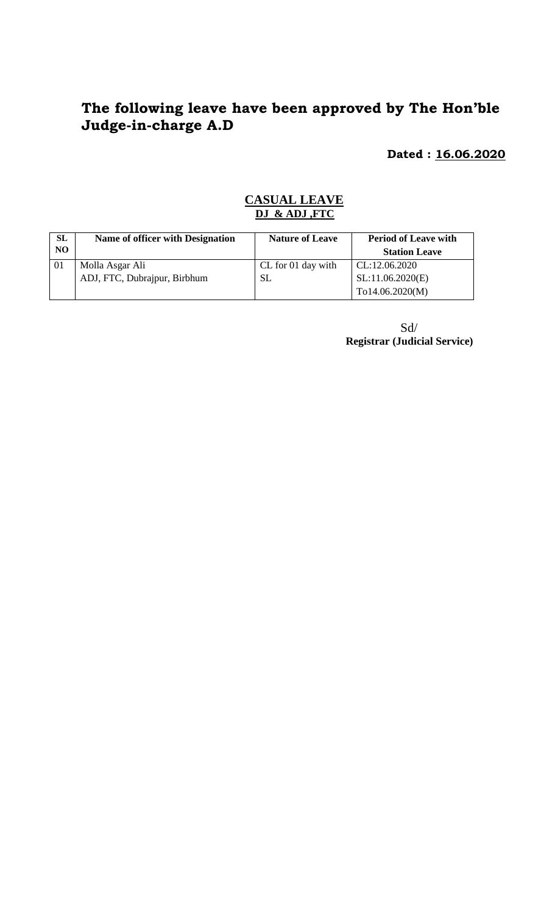# The following leave have been approved by The Hon'ble Judge-in-charge A.D

**Dated : 16.06.2020**

## CASUAL LEAVE

### DJ & ADJ ,FTC

| SL NO | Name of officer with Designation | Nature of Leave | Period of Leave with Station Leave |
|---|---|---|---|
| 01 | Molla Asgar Ali<br>ADJ, FTC, Dubrajpur, Birbhum | CL for 01 day with SL | CL:12.06.2020<br>SL:11.06.2020(E)<br>To14.06.2020(M) |

Sd/
**Registrar (Judicial Service)**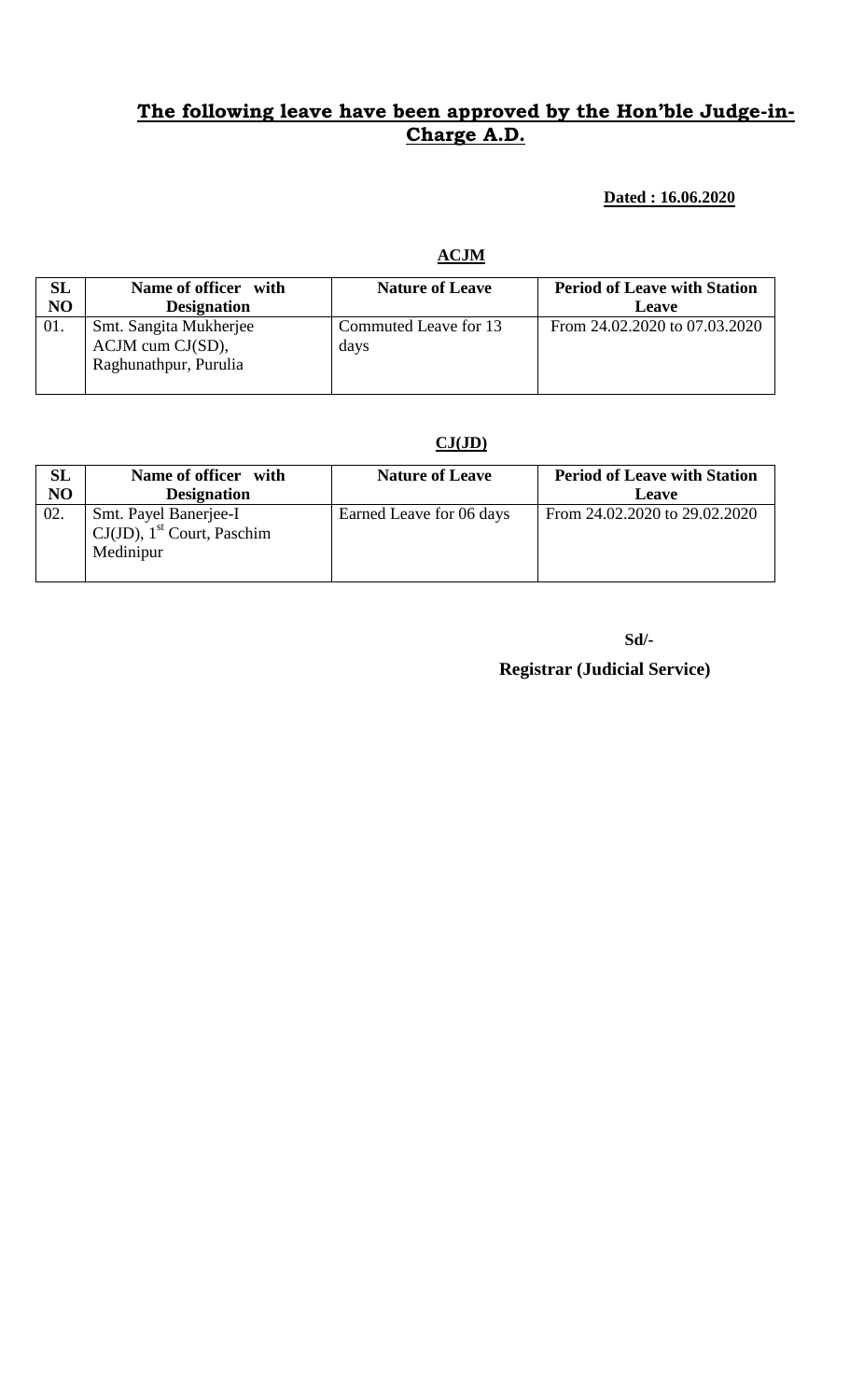## The following leave have been approved by the Hon'ble Judge-in-Charge A.D.

**Dated : 16.06.2020**

**ACJM**

| SL NO | Name of officer with Designation | Nature of Leave | Period of Leave with Station Leave |
|---|---|---|---|
| 01. | Smt. Sangita Mukherjee ACJM cum CJ(SD), Raghunathpur, Purulia | Commuted Leave for 13 days | From 24.02.2020 to 07.03.2020 |

**CJ(JD)**

| SL NO | Name of officer with Designation | Nature of Leave | Period of Leave with Station Leave |
|---|---|---|---|
| 02. | Smt. Payel Banerjee-I CJ(JD), 1st Court, Paschim Medinipur | Earned Leave for 06 days | From 24.02.2020 to 29.02.2020 |

**Sd/-**

**Registrar (Judicial Service)**